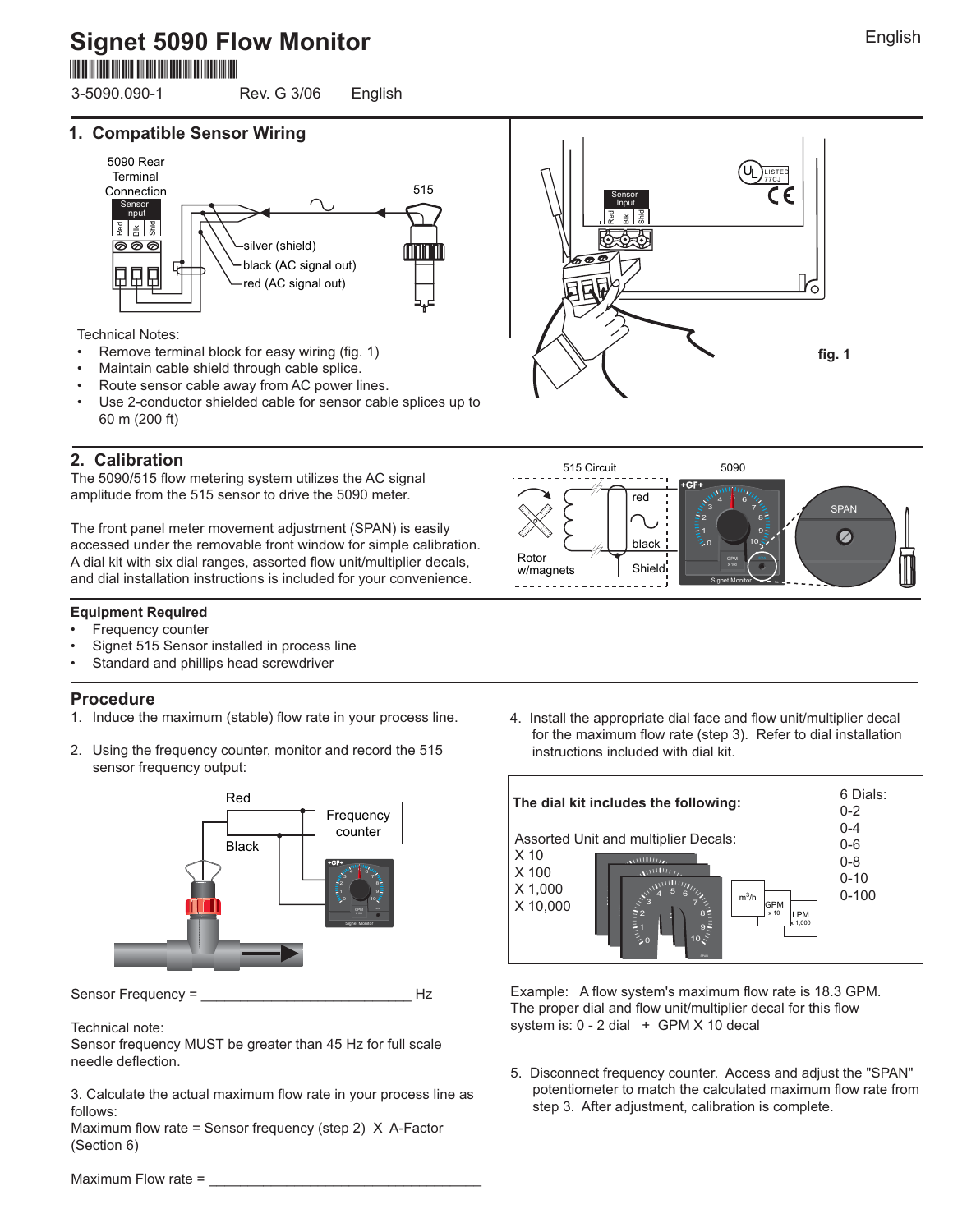# Signet 5090 Flow Monitor

3-5090.090-1 Rev. G 3/06 English

## 1. Compatible Sensor Wiring

Technical Notes:

- Remove terminal block for easy wiring (fig. 1)
- Maintain cable shield through cable splice.
- Route sensor cable away from AC power lines.
- Use 2-conductor shielded cable for sensor cable splices up to 60 m (200 ft)

fig. 1

## 2. Calibration

The 5090/515 flow metering system utilizes the AC signal amplitude from the 515 sensor to drive the 5090 meter.

The front panel meter movement adjustment (SPAN) is easily accessed under the removable front window for simple calibration. A dial kit with six dial ranges, assorted flow unit/multiplier decals, and dial installation instructions is included for your convenience.

### Equipment Required

- Frequency counter
- Signet 515 Sensor installed in process line
- Standard and phillips head screwdriver

### Procedure

1. Induce the maximum (stable) flow rate in your process line.
2. Using the frequency counter, monitor and record the 515 sensor frequency output:

Sensor Frequency = ____________________________ Hz

Technical note:
Sensor frequency MUST be greater than 45 Hz for full scale needle deflection.

3. Calculate the actual maximum flow rate in your process line as follows:
Maximum flow rate = Sensor frequency (step 2) X A-Factor (Section 6)

Maximum Flow rate = ____________________________________

4. Install the appropriate dial face and flow unit/multiplier decal for the maximum flow rate (step 3). Refer to dial installation instructions included with dial kit.

**The dial kit includes the following:**

Assorted Unit and multiplier Decals:
X 10
X 100
X 1,000
X 10,000

6 Dials:
0-2
0-4
0-6
0-8
0-10
0-100

Example: A flow system's maximum flow rate is 18.3 GPM. The proper dial and flow unit/multiplier decal for this flow system is: 0 - 2 dial + GPM X 10 decal

5. Disconnect frequency counter. Access and adjust the "SPAN" potentiometer to match the calculated maximum flow rate from step 3. After adjustment, calibration is complete.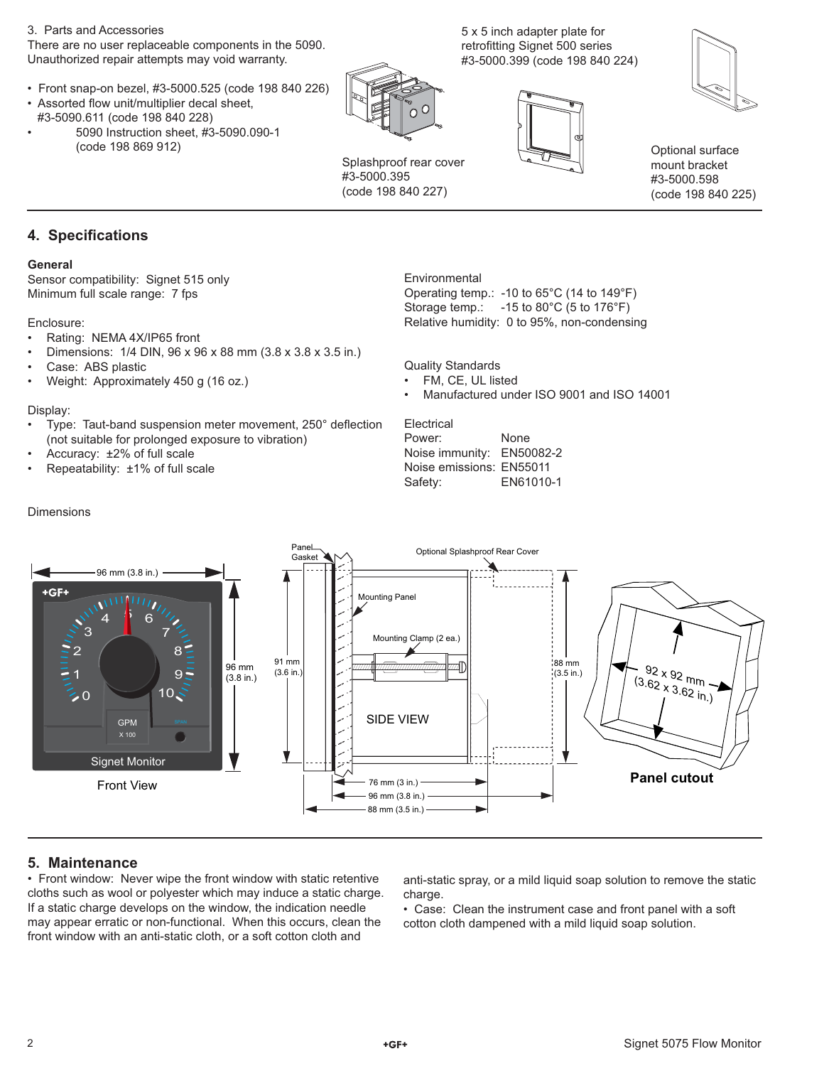3. Parts and Accessories

There are no user replaceable components in the 5090. Unauthorized repair attempts may void warranty.

- Front snap-on bezel, #3-5000.525 (code 198 840 226)
- Assorted flow unit/multiplier decal sheet, #3-5090.611 (code 198 840 228)
- 5090 Instruction sheet, #3-5090.090-1 (code 198 869 912)

Splashproof rear cover #3-5000.395 (code 198 840 227)

5 x 5 inch adapter plate for retrofitting Signet 500 series #3-5000.399 (code 198 840 224)

Optional surface mount bracket #3-5000.598 (code 198 840 225)

## 4. Specifications

**General**

Sensor compatibility: Signet 515 only
Minimum full scale range: 7 fps

Enclosure:
- Rating: NEMA 4X/IP65 front
- Dimensions: 1/4 DIN, 96 x 96 x 88 mm (3.8 x 3.8 x 3.5 in.)
- Case: ABS plastic
- Weight: Approximately 450 g (16 oz.)

Display:
- Type: Taut-band suspension meter movement, 250° deflection (not suitable for prolonged exposure to vibration)
- Accuracy: ±2% of full scale
- Repeatability: ±1% of full scale

Environmental
Operating temp.: -10 to 65°C (14 to 149°F)
Storage temp.: -15 to 80°C (5 to 176°F)
Relative humidity: 0 to 95%, non-condensing

Quality Standards
- FM, CE, UL listed
- Manufactured under ISO 9001 and ISO 14001

Electrical
Power: None
Noise immunity: EN50082-2
Noise emissions: EN55011
Safety: EN61010-1

Dimensions

Front View — 96 mm (3.8 in.) x 96 mm (3.8 in.)

SIDE VIEW — Panel Gasket; Mounting Panel; Mounting Clamp (2 ea.); Optional Splashproof Rear Cover; 91 mm (3.6 in.); 88 mm (3.5 in.); 76 mm (3 in.); 96 mm (3.8 in.); 88 mm (3.5 in.)

Panel cutout — 92 x 92 mm (3.62 x 3.62 in.)

## 5. Maintenance

- Front window: Never wipe the front window with static retentive cloths such as wool or polyester which may induce a static charge. If a static charge develops on the window, the indication needle may appear erratic or non-functional. When this occurs, clean the front window with an anti-static cloth, or a soft cotton cloth and anti-static spray, or a mild liquid soap solution to remove the static charge.
- Case: Clean the instrument case and front panel with a soft cotton cloth dampened with a mild liquid soap solution.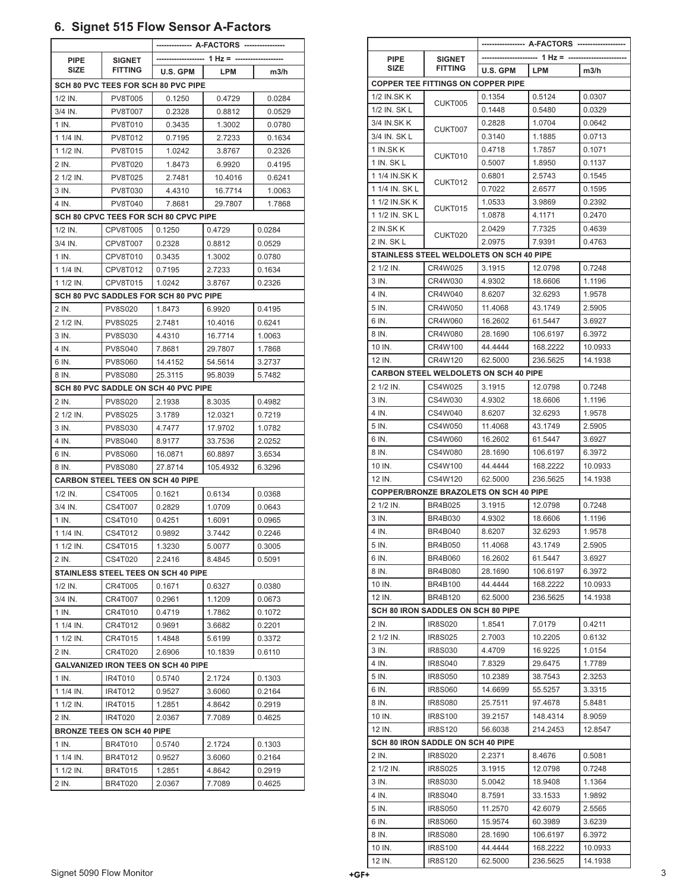## 6. Signet 515 Flow Sensor A-Factors

| PIPE SIZE | SIGNET FITTING | A-FACTORS 1 Hz = U.S. GPM | LPM | m3/h |
|---|---|---|---|---|
| **SCH 80 PVC TEES FOR SCH 80 PVC PIPE** | | | | |
| 1/2 IN. | PV8T005 | 0.1250 | 0.4729 | 0.0284 |
| 3/4 IN. | PV8T007 | 0.2328 | 0.8812 | 0.0529 |
| 1 IN. | PV8T010 | 0.3435 | 1.3002 | 0.0780 |
| 1 1/4 IN. | PV8T012 | 0.7195 | 2.7233 | 0.1634 |
| 1 1/2 IN. | PV8T015 | 1.0242 | 3.8767 | 0.2326 |
| 2 IN. | PV8T020 | 1.8473 | 6.9920 | 0.4195 |
| 2 1/2 IN. | PV8T025 | 2.7481 | 10.4016 | 0.6241 |
| 3 IN. | PV8T030 | 4.4310 | 16.7714 | 1.0063 |
| 4 IN. | PV8T040 | 7.8681 | 29.7807 | 1.7868 |
| **SCH 80 CPVC TEES FOR SCH 80 CPVC PIPE** | | | | |
| 1/2 IN. | CPV8T005 | 0.1250 | 0.4729 | 0.0284 |
| 3/4 IN. | CPV8T007 | 0.2328 | 0.8812 | 0.0529 |
| 1 IN. | CPV8T010 | 0.3435 | 1.3002 | 0.0780 |
| 1 1/4 IN. | CPV8T012 | 0.7195 | 2.7233 | 0.1634 |
| 1 1/2 IN. | CPV8T015 | 1.0242 | 3.8767 | 0.2326 |
| **SCH 80 PVC SADDLES FOR SCH 80 PVC PIPE** | | | | |
| 2 IN. | PV8S020 | 1.8473 | 6.9920 | 0.4195 |
| 2 1/2 IN. | PV8S025 | 2.7481 | 10.4016 | 0.6241 |
| 3 IN. | PV8S030 | 4.4310 | 16.7714 | 1.0063 |
| 4 IN. | PV8S040 | 7.8681 | 29.7807 | 1.7868 |
| 6 IN. | PV8S060 | 14.4152 | 54.5614 | 3.2737 |
| 8 IN. | PV8S080 | 25.3115 | 95.8039 | 5.7482 |
| **SCH 80 PVC SADDLE ON SCH 40 PVC PIPE** | | | | |
| 2 IN. | PV8S020 | 2.1938 | 8.3035 | 0.4982 |
| 2 1/2 IN. | PV8S025 | 3.1789 | 12.0321 | 0.7219 |
| 3 IN. | PV8S030 | 4.7477 | 17.9702 | 1.0782 |
| 4 IN. | PV8S040 | 8.9177 | 33.7536 | 2.0252 |
| 6 IN. | PV8S060 | 16.0871 | 60.8897 | 3.6534 |
| 8 IN. | PV8S080 | 27.8714 | 105.4932 | 6.3296 |
| **CARBON STEEL TEES ON SCH 40 PIPE** | | | | |
| 1/2 IN. | CS4T005 | 0.1621 | 0.6134 | 0.0368 |
| 3/4 IN. | CS4T007 | 0.2829 | 1.0709 | 0.0643 |
| 1 IN. | CS4T010 | 0.4251 | 1.6091 | 0.0965 |
| 1 1/4 IN. | CS4T012 | 0.9892 | 3.7442 | 0.2246 |
| 1 1/2 IN. | CS4T015 | 1.3230 | 5.0077 | 0.3005 |
| 2 IN. | CS4T020 | 2.2416 | 8.4845 | 0.5091 |
| **STAINLESS STEEL TEES ON SCH 40 PIPE** | | | | |
| 1/2 IN. | CR4T005 | 0.1671 | 0.6327 | 0.0380 |
| 3/4 IN. | CR4T007 | 0.2961 | 1.1209 | 0.0673 |
| 1 IN. | CR4T010 | 0.4719 | 1.7862 | 0.1072 |
| 1 1/4 IN. | CR4T012 | 0.9691 | 3.6682 | 0.2201 |
| 1 1/2 IN. | CR4T015 | 1.4848 | 5.6199 | 0.3372 |
| 2 IN. | CR4T020 | 2.6906 | 10.1839 | 0.6110 |
| **GALVANIZED IRON TEES ON SCH 40 PIPE** | | | | |
| 1 IN. | IR4T010 | 0.5740 | 2.1724 | 0.1303 |
| 1 1/4 IN. | IR4T012 | 0.9527 | 3.6060 | 0.2164 |
| 1 1/2 IN. | IR4T015 | 1.2851 | 4.8642 | 0.2919 |
| 2 IN. | IR4T020 | 2.0367 | 7.7089 | 0.4625 |
| **BRONZE TEES ON SCH 40 PIPE** | | | | |
| 1 IN. | BR4T010 | 0.5740 | 2.1724 | 0.1303 |
| 1 1/4 IN. | BR4T012 | 0.9527 | 3.6060 | 0.2164 |
| 1 1/2 IN. | BR4T015 | 1.2851 | 4.8642 | 0.2919 |
| 2 IN. | BR4T020 | 2.0367 | 7.7089 | 0.4625 |

| PIPE SIZE | SIGNET FITTING | A-FACTORS 1 Hz = U.S. GPM | LPM | m3/h |
|---|---|---|---|---|
| **COPPER TEE FITTINGS ON COPPER PIPE** | | | | |
| 1/2 IN.SK K | CUKT005 | 0.1354 | 0.5124 | 0.0307 |
| 1/2 IN. SK L | CUKT005 | 0.1448 | 0.5480 | 0.0329 |
| 3/4 IN.SK K | CUKT007 | 0.2828 | 1.0704 | 0.0642 |
| 3/4 IN. SK L | CUKT007 | 0.3140 | 1.1885 | 0.0713 |
| 1 IN.SK K | CUKT010 | 0.4718 | 1.7857 | 0.1071 |
| 1 IN. SK L | CUKT010 | 0.5007 | 1.8950 | 0.1137 |
| 1 1/4 IN.SK K | CUKT012 | 0.6801 | 2.5743 | 0.1545 |
| 1 1/4 IN. SK L | CUKT012 | 0.7022 | 2.6577 | 0.1595 |
| 1 1/2 IN.SK K | CUKT015 | 1.0533 | 3.9869 | 0.2392 |
| 1 1/2 IN. SK L | CUKT015 | 1.0878 | 4.1171 | 0.2470 |
| 2 IN.SK K | CUKT020 | 2.0429 | 7.7325 | 0.4639 |
| 2 IN. SK L | CUKT020 | 2.0975 | 7.9391 | 0.4763 |
| **STAINLESS STEEL WELDOLETS ON SCH 40 PIPE** | | | | |
| 2 1/2 IN. | CR4W025 | 3.1915 | 12.0798 | 0.7248 |
| 3 IN. | CR4W030 | 4.9302 | 18.6606 | 1.1196 |
| 4 IN. | CR4W040 | 8.6207 | 32.6293 | 1.9578 |
| 5 IN. | CR4W050 | 11.4068 | 43.1749 | 2.5905 |
| 6 IN. | CR4W060 | 16.2602 | 61.5447 | 3.6927 |
| 8 IN. | CR4W080 | 28.1690 | 106.6197 | 6.3972 |
| 10 IN. | CR4W100 | 44.4444 | 168.2222 | 10.0933 |
| 12 IN. | CR4W120 | 62.5000 | 236.5625 | 14.1938 |
| **CARBON STEEL WELDOLETS ON SCH 40 PIPE** | | | | |
| 2 1/2 IN. | CS4W025 | 3.1915 | 12.0798 | 0.7248 |
| 3 IN. | CS4W030 | 4.9302 | 18.6606 | 1.1196 |
| 4 IN. | CS4W040 | 8.6207 | 32.6293 | 1.9578 |
| 5 IN. | CS4W050 | 11.4068 | 43.1749 | 2.5905 |
| 6 IN. | CS4W060 | 16.2602 | 61.5447 | 3.6927 |
| 8 IN. | CS4W080 | 28.1690 | 106.6197 | 6.3972 |
| 10 IN. | CS4W100 | 44.4444 | 168.2222 | 10.0933 |
| 12 IN. | CS4W120 | 62.5000 | 236.5625 | 14.1938 |
| **COPPER/BRONZE BRAZOLETS ON SCH 40 PIPE** | | | | |
| 2 1/2 IN. | BR4B025 | 3.1915 | 12.0798 | 0.7248 |
| 3 IN. | BR4B030 | 4.9302 | 18.6606 | 1.1196 |
| 4 IN. | BR4B040 | 8.6207 | 32.6293 | 1.9578 |
| 5 IN. | BR4B050 | 11.4068 | 43.1749 | 2.5905 |
| 6 IN. | BR4B060 | 16.2602 | 61.5447 | 3.6927 |
| 8 IN. | BR4B080 | 28.1690 | 106.6197 | 6.3972 |
| 10 IN. | BR4B100 | 44.4444 | 168.2222 | 10.0933 |
| 12 IN. | BR4B120 | 62.5000 | 236.5625 | 14.1938 |
| **SCH 80 IRON SADDLES ON SCH 80 PIPE** | | | | |
| 2 IN. | IR8S020 | 1.8541 | 7.0179 | 0.4211 |
| 2 1/2 IN. | IR8S025 | 2.7003 | 10.2205 | 0.6132 |
| 3 IN. | IR8S030 | 4.4709 | 16.9225 | 1.0154 |
| 4 IN. | IR8S040 | 7.8329 | 29.6475 | 1.7789 |
| 5 IN. | IR8S050 | 10.2389 | 38.7543 | 2.3253 |
| 6 IN. | IR8S060 | 14.6699 | 55.5257 | 3.3315 |
| 8 IN. | IR8S080 | 25.7511 | 97.4678 | 5.8481 |
| 10 IN. | IR8S100 | 39.2157 | 148.4314 | 8.9059 |
| 12 IN. | IR8S120 | 56.6038 | 214.2453 | 12.8547 |
| **SCH 80 IRON SADDLE ON SCH 40 PIPE** | | | | |
| 2 IN. | IR8S020 | 2.2371 | 8.4676 | 0.5081 |
| 2 1/2 IN. | IR8S025 | 3.1915 | 12.0798 | 0.7248 |
| 3 IN. | IR8S030 | 5.0042 | 18.9408 | 1.1364 |
| 4 IN. | IR8S040 | 8.7591 | 33.1533 | 1.9892 |
| 5 IN. | IR8S050 | 11.2570 | 42.6079 | 2.5565 |
| 6 IN. | IR8S060 | 15.9574 | 60.3989 | 3.6239 |
| 8 IN. | IR8S080 | 28.1690 | 106.6197 | 6.3972 |
| 10 IN. | IR8S100 | 44.4444 | 168.2222 | 10.0933 |
| 12 IN. | IR8S120 | 62.5000 | 236.5625 | 14.1938 |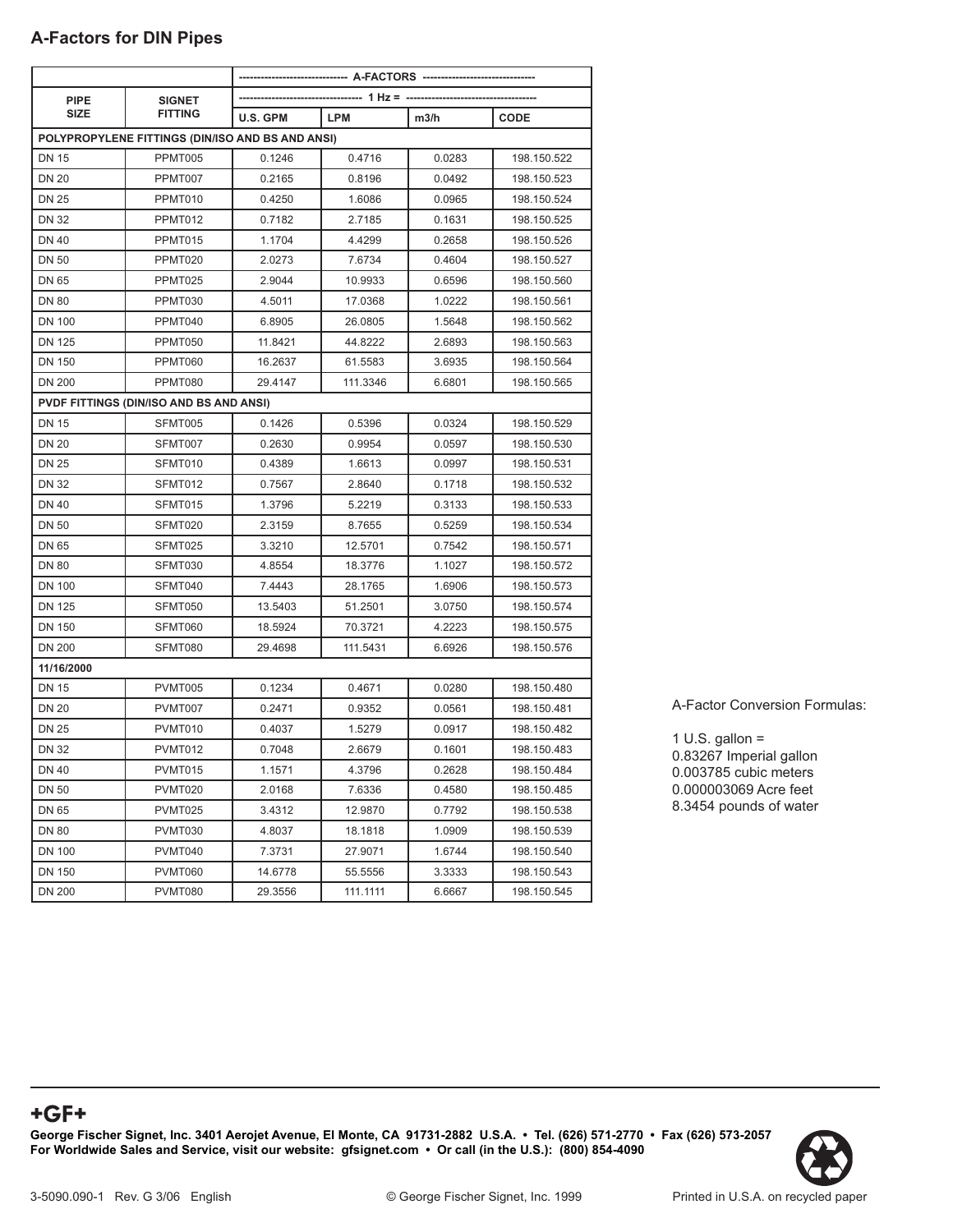## A-Factors for DIN Pipes

| PIPE SIZE | SIGNET FITTING | A-FACTORS 1 Hz = | | | |
|---|---|---|---|---|---|
| | | U.S. GPM | LPM | m3/h | CODE |
| **POLYPROPYLENE FITTINGS (DIN/ISO AND BS AND ANSI)** | | | | | |
| DN 15 | PPMT005 | 0.1246 | 0.4716 | 0.0283 | 198.150.522 |
| DN 20 | PPMT007 | 0.2165 | 0.8196 | 0.0492 | 198.150.523 |
| DN 25 | PPMT010 | 0.4250 | 1.6086 | 0.0965 | 198.150.524 |
| DN 32 | PPMT012 | 0.7182 | 2.7185 | 0.1631 | 198.150.525 |
| DN 40 | PPMT015 | 1.1704 | 4.4299 | 0.2658 | 198.150.526 |
| DN 50 | PPMT020 | 2.0273 | 7.6734 | 0.4604 | 198.150.527 |
| DN 65 | PPMT025 | 2.9044 | 10.9933 | 0.6596 | 198.150.560 |
| DN 80 | PPMT030 | 4.5011 | 17.0368 | 1.0222 | 198.150.561 |
| DN 100 | PPMT040 | 6.8905 | 26.0805 | 1.5648 | 198.150.562 |
| DN 125 | PPMT050 | 11.8421 | 44.8222 | 2.6893 | 198.150.563 |
| DN 150 | PPMT060 | 16.2637 | 61.5583 | 3.6935 | 198.150.564 |
| DN 200 | PPMT080 | 29.4147 | 111.3346 | 6.6801 | 198.150.565 |
| **PVDF FITTINGS (DIN/ISO AND BS AND ANSI)** | | | | | |
| DN 15 | SFMT005 | 0.1426 | 0.5396 | 0.0324 | 198.150.529 |
| DN 20 | SFMT007 | 0.2630 | 0.9954 | 0.0597 | 198.150.530 |
| DN 25 | SFMT010 | 0.4389 | 1.6613 | 0.0997 | 198.150.531 |
| DN 32 | SFMT012 | 0.7567 | 2.8640 | 0.1718 | 198.150.532 |
| DN 40 | SFMT015 | 1.3796 | 5.2219 | 0.3133 | 198.150.533 |
| DN 50 | SFMT020 | 2.3159 | 8.7655 | 0.5259 | 198.150.534 |
| DN 65 | SFMT025 | 3.3210 | 12.5701 | 0.7542 | 198.150.571 |
| DN 80 | SFMT030 | 4.8554 | 18.3776 | 1.1027 | 198.150.572 |
| DN 100 | SFMT040 | 7.4443 | 28.1765 | 1.6906 | 198.150.573 |
| DN 125 | SFMT050 | 13.5403 | 51.2501 | 3.0750 | 198.150.574 |
| DN 150 | SFMT060 | 18.5924 | 70.3721 | 4.2223 | 198.150.575 |
| DN 200 | SFMT080 | 29.4698 | 111.5431 | 6.6926 | 198.150.576 |
| **11/16/2000** | | | | | |
| DN 15 | PVMT005 | 0.1234 | 0.4671 | 0.0280 | 198.150.480 |
| DN 20 | PVMT007 | 0.2471 | 0.9352 | 0.0561 | 198.150.481 |
| DN 25 | PVMT010 | 0.4037 | 1.5279 | 0.0917 | 198.150.482 |
| DN 32 | PVMT012 | 0.7048 | 2.6679 | 0.1601 | 198.150.483 |
| DN 40 | PVMT015 | 1.1571 | 4.3796 | 0.2628 | 198.150.484 |
| DN 50 | PVMT020 | 2.0168 | 7.6336 | 0.4580 | 198.150.485 |
| DN 65 | PVMT025 | 3.4312 | 12.9870 | 0.7792 | 198.150.538 |
| DN 80 | PVMT030 | 4.8037 | 18.1818 | 1.0909 | 198.150.539 |
| DN 100 | PVMT040 | 7.3731 | 27.9071 | 1.6744 | 198.150.540 |
| DN 150 | PVMT060 | 14.6778 | 55.5556 | 3.3333 | 198.150.543 |
| DN 200 | PVMT080 | 29.3556 | 111.1111 | 6.6667 | 198.150.545 |

A-Factor Conversion Formulas:

1 U.S. gallon =
0.83267 Imperial gallon
0.003785 cubic meters
0.000003069 Acre feet
8.3454 pounds of water

+GF+

**George Fischer Signet, Inc. 3401 Aerojet Avenue, El Monte, CA 91731-2882 U.S.A. • Tel. (626) 571-2770 • Fax (626) 573-2057**
**For Worldwide Sales and Service, visit our website: gfsignet.com • Or call (in the U.S.): (800) 854-4090**

3-5090.090-1 Rev. G 3/06 English © George Fischer Signet, Inc. 1999 Printed in U.S.A. on recycled paper